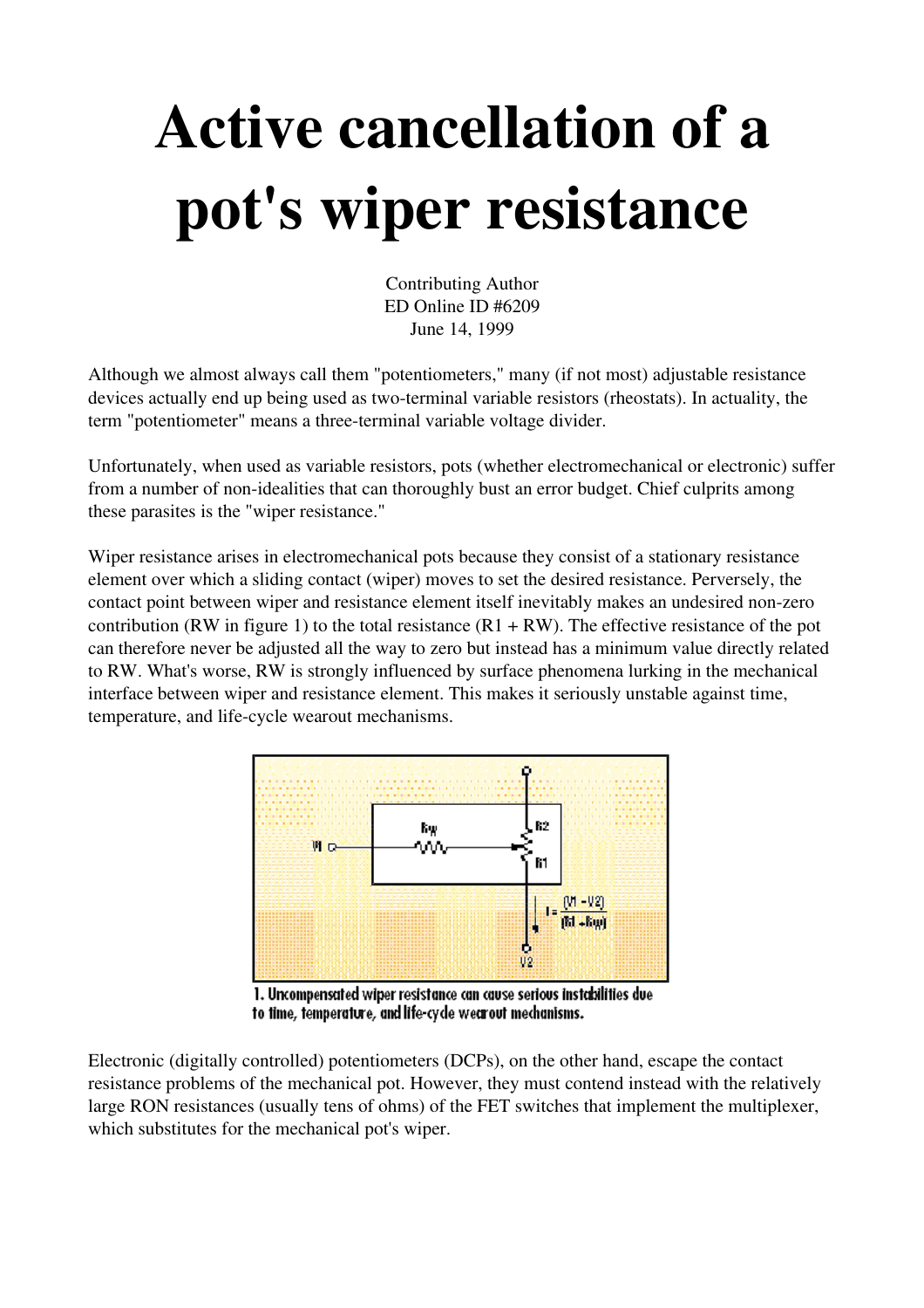# Active cancellation of a pot's wiper resistance

Contributing Author
ED Online ID #6209
June 14, 1999

Although we almost always call them "potentiometers," many (if not most) adjustable resistance devices actually end up being used as two-terminal variable resistors (rheostats). In actuality, the term "potentiometer" means a three-terminal variable voltage divider.

Unfortunately, when used as variable resistors, pots (whether electromechanical or electronic) suffer from a number of non-idealities that can thoroughly bust an error budget. Chief culprits among these parasites is the "wiper resistance."

Wiper resistance arises in electromechanical pots because they consist of a stationary resistance element over which a sliding contact (wiper) moves to set the desired resistance. Perversely, the contact point between wiper and resistance element itself inevitably makes an undesired non-zero contribution (RW in figure 1) to the total resistance (R1 + RW). The effective resistance of the pot can therefore never be adjusted all the way to zero but instead has a minimum value directly related to RW. What's worse, RW is strongly influenced by surface phenomena lurking in the mechanical interface between wiper and resistance element. This makes it seriously unstable against time, temperature, and life-cycle wearout mechanisms.

1. Uncompensated wiper resistance can cause serious instabilities due to time, temperature, and life-cycle wearout mechanisms.

Electronic (digitally controlled) potentiometers (DCPs), on the other hand, escape the contact resistance problems of the mechanical pot. However, they must contend instead with the relatively large RON resistances (usually tens of ohms) of the FET switches that implement the multiplexer, which substitutes for the mechanical pot's wiper.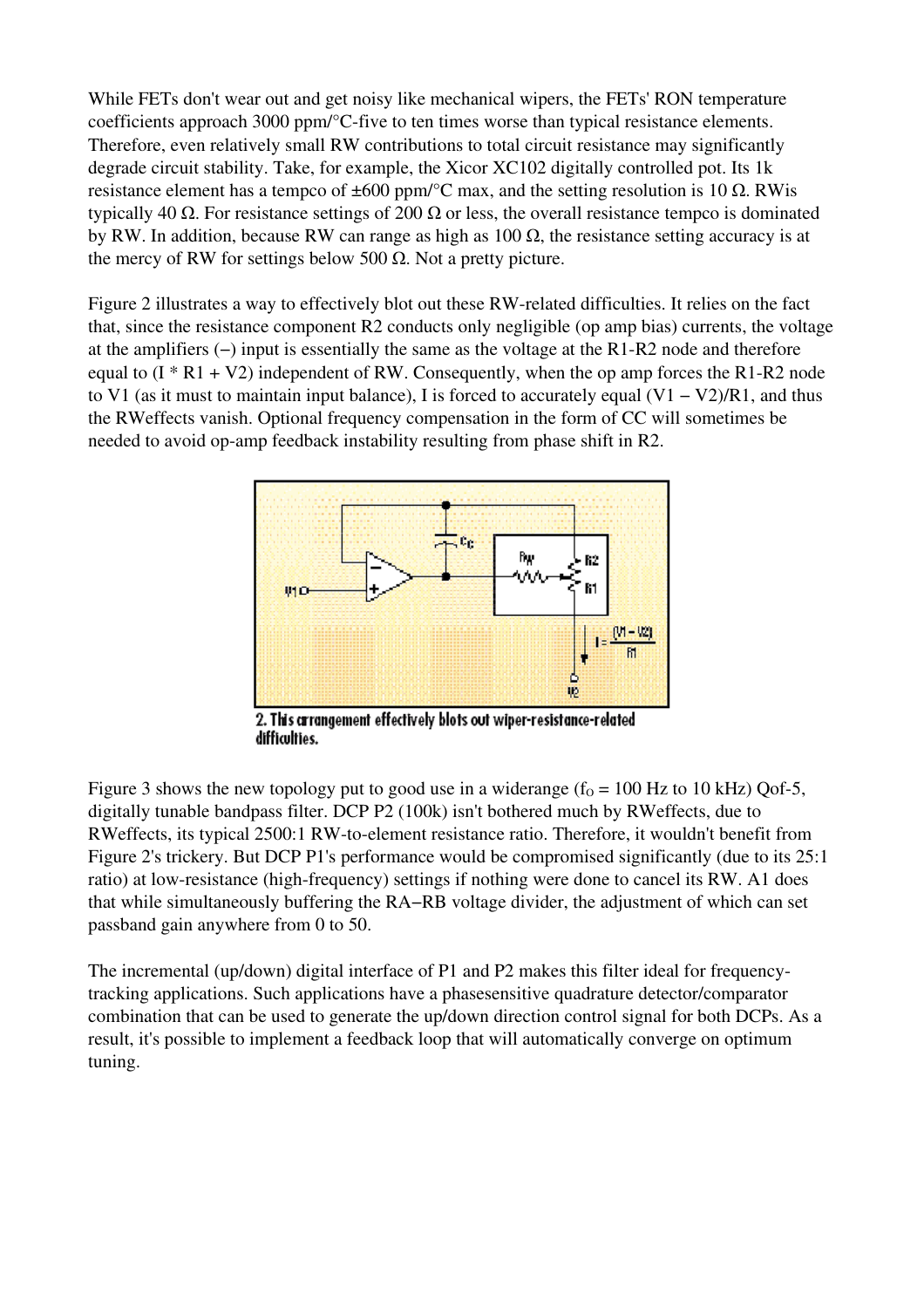While FETs don't wear out and get noisy like mechanical wipers, the FETs' RON temperature coefficients approach 3000 ppm/°C-five to ten times worse than typical resistance elements. Therefore, even relatively small RW contributions to total circuit resistance may significantly degrade circuit stability. Take, for example, the Xicor XC102 digitally controlled pot. Its 1k resistance element has a tempco of ±600 ppm/°C max, and the setting resolution is 10 Ω. RWis typically 40 Ω. For resistance settings of 200 Ω or less, the overall resistance tempco is dominated by RW. In addition, because RW can range as high as 100 Ω, the resistance setting accuracy is at the mercy of RW for settings below 500 Ω. Not a pretty picture.

Figure 2 illustrates a way to effectively blot out these RW-related difficulties. It relies on the fact that, since the resistance component R2 conducts only negligible (op amp bias) currents, the voltage at the amplifiers (−) input is essentially the same as the voltage at the R1-R2 node and therefore equal to (I * R1 + V2) independent of RW. Consequently, when the op amp forces the R1-R2 node to V1 (as it must to maintain input balance), I is forced to accurately equal (V1 − V2)/R1, and thus the RWeffects vanish. Optional frequency compensation in the form of CC will sometimes be needed to avoid op-amp feedback instability resulting from phase shift in R2.

2. This arrangement effectively blots out wiper-resistance-related difficulties.

Figure 3 shows the new topology put to good use in a widerange ($f_O$ = 100 Hz to 10 kHz) Qof-5, digitally tunable bandpass filter. DCP P2 (100k) isn't bothered much by RWeffects, due to RWeffects, its typical 2500:1 RW-to-element resistance ratio. Therefore, it wouldn't benefit from Figure 2's trickery. But DCP P1's performance would be compromised significantly (due to its 25:1 ratio) at low-resistance (high-frequency) settings if nothing were done to cancel its RW. A1 does that while simultaneously buffering the RA−RB voltage divider, the adjustment of which can set passband gain anywhere from 0 to 50.

The incremental (up/down) digital interface of P1 and P2 makes this filter ideal for frequency-tracking applications. Such applications have a phasesensitive quadrature detector/comparator combination that can be used to generate the up/down direction control signal for both DCPs. As a result, it's possible to implement a feedback loop that will automatically converge on optimum tuning.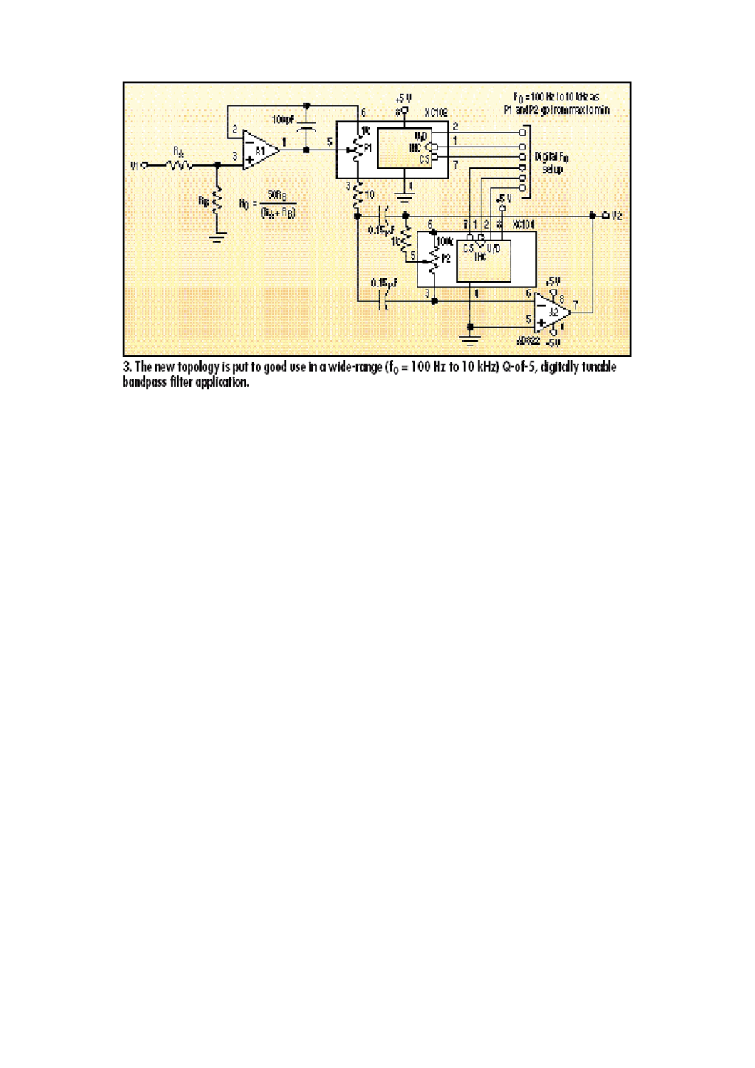$F_0$ = 100 Hz to 10 kHz as P1 and P2 go from max to min

Digital $F_0$ setup

$$H_0 = \frac{50R_B}{(R_A + R_B)}$$

3. The new topology is put to good use in a wide-range ($f_0$ = 100 Hz to 10 kHz) Q-of-5, digitally tunable bandpass filter application.